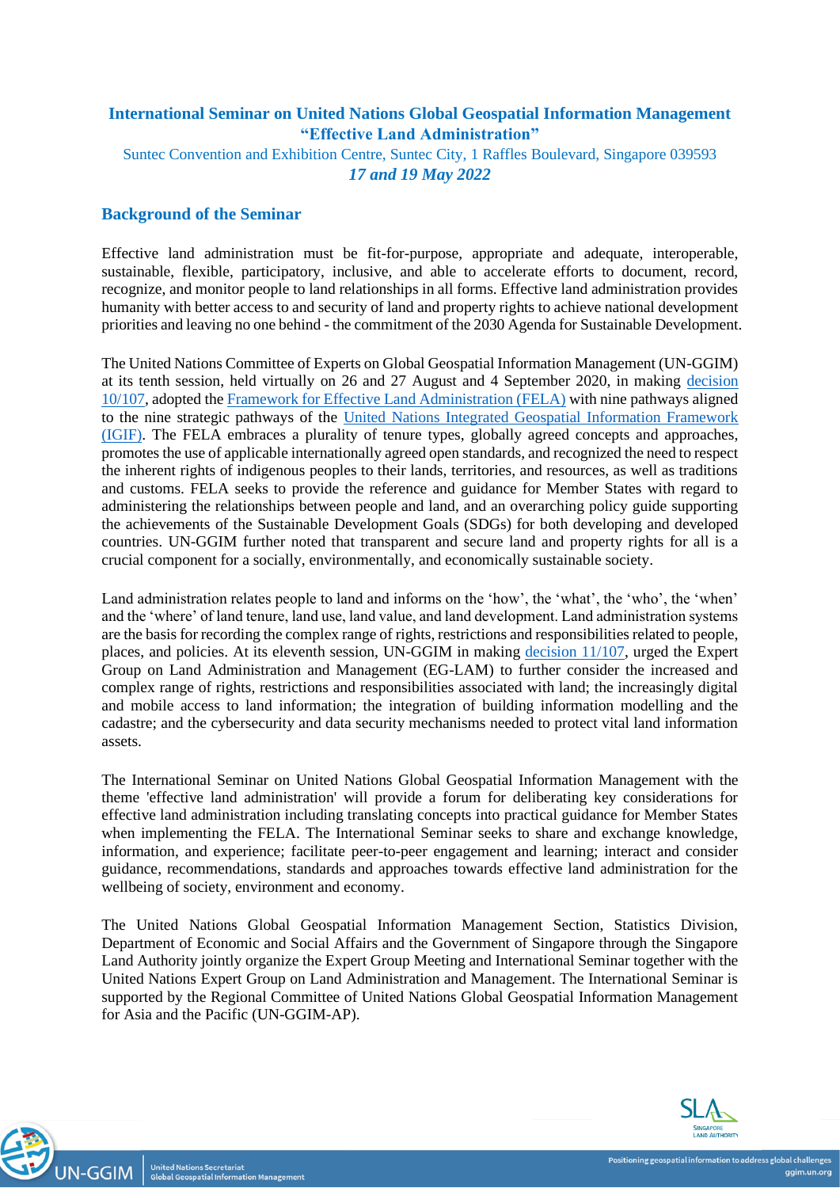# International Seminar on United Nations Global Geospatial Information Management "Effective Land Administration"

Suntec Convention and Exhibition Centre, Suntec City, 1 Raffles Boulevard, Singapore 039593

*17 and 19 May 2022*

## Background of the Seminar

Effective land administration must be fit-for-purpose, appropriate and adequate, interoperable, sustainable, flexible, participatory, inclusive, and able to accelerate efforts to document, record, recognize, and monitor people to land relationships in all forms. Effective land administration provides humanity with better access to and security of land and property rights to achieve national development priorities and leaving no one behind - the commitment of the 2030 Agenda for Sustainable Development.

The United Nations Committee of Experts on Global Geospatial Information Management (UN-GGIM) at its tenth session, held virtually on 26 and 27 August and 4 September 2020, in making decision 10/107, adopted the Framework for Effective Land Administration (FELA) with nine pathways aligned to the nine strategic pathways of the United Nations Integrated Geospatial Information Framework (IGIF). The FELA embraces a plurality of tenure types, globally agreed concepts and approaches, promotes the use of applicable internationally agreed open standards, and recognized the need to respect the inherent rights of indigenous peoples to their lands, territories, and resources, as well as traditions and customs. FELA seeks to provide the reference and guidance for Member States with regard to administering the relationships between people and land, and an overarching policy guide supporting the achievements of the Sustainable Development Goals (SDGs) for both developing and developed countries. UN-GGIM further noted that transparent and secure land and property rights for all is a crucial component for a socially, environmentally, and economically sustainable society.

Land administration relates people to land and informs on the 'how', the 'what', the 'who', the 'when' and the 'where' of land tenure, land use, land value, and land development. Land administration systems are the basis for recording the complex range of rights, restrictions and responsibilities related to people, places, and policies. At its eleventh session, UN-GGIM in making decision 11/107, urged the Expert Group on Land Administration and Management (EG-LAM) to further consider the increased and complex range of rights, restrictions and responsibilities associated with land; the increasingly digital and mobile access to land information; the integration of building information modelling and the cadastre; and the cybersecurity and data security mechanisms needed to protect vital land information assets.

The International Seminar on United Nations Global Geospatial Information Management with the theme 'effective land administration' will provide a forum for deliberating key considerations for effective land administration including translating concepts into practical guidance for Member States when implementing the FELA. The International Seminar seeks to share and exchange knowledge, information, and experience; facilitate peer-to-peer engagement and learning; interact and consider guidance, recommendations, standards and approaches towards effective land administration for the wellbeing of society, environment and economy.

The United Nations Global Geospatial Information Management Section, Statistics Division, Department of Economic and Social Affairs and the Government of Singapore through the Singapore Land Authority jointly organize the Expert Group Meeting and International Seminar together with the United Nations Expert Group on Land Administration and Management. The International Seminar is supported by the Regional Committee of United Nations Global Geospatial Information Management for Asia and the Pacific (UN-GGIM-AP).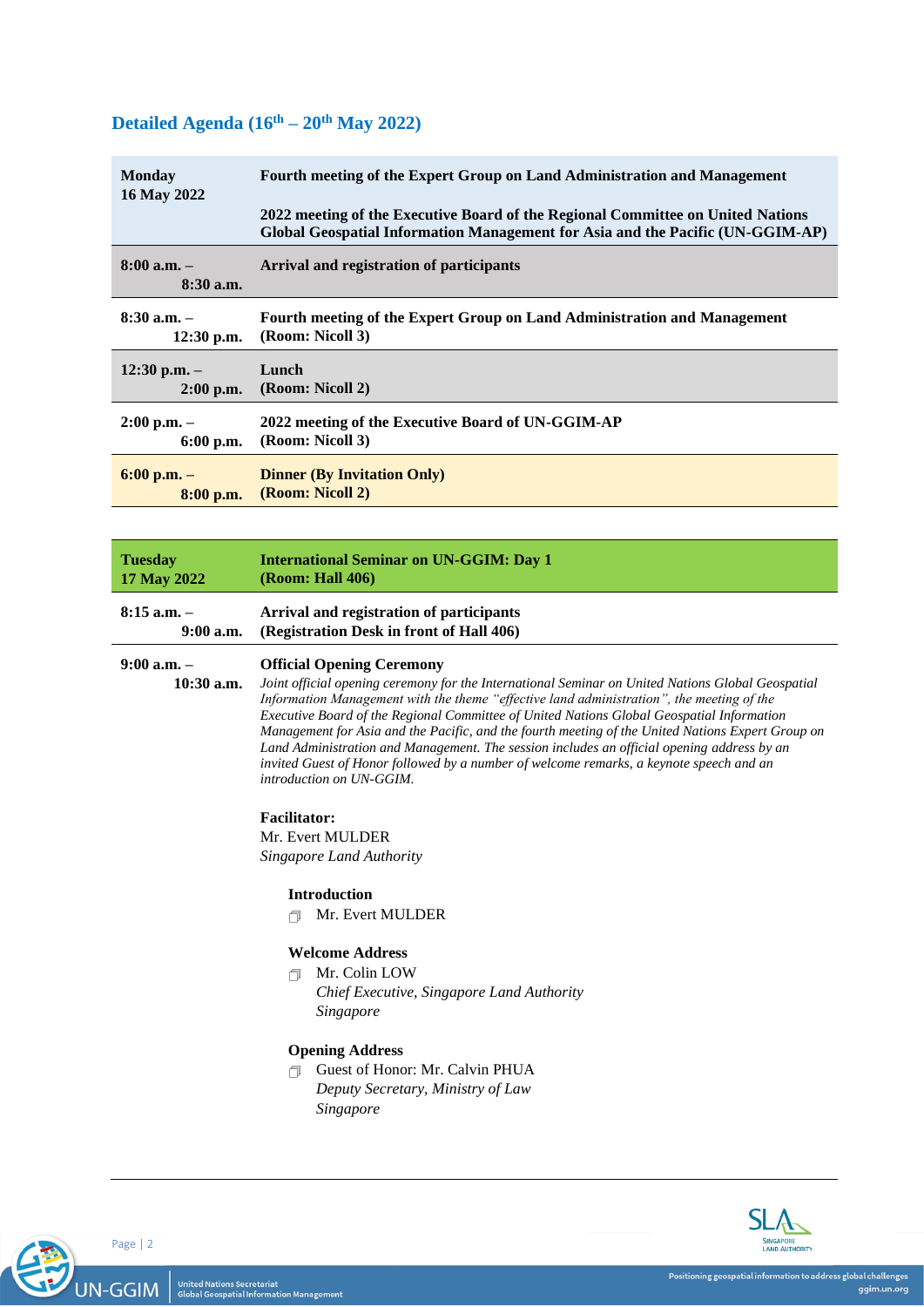## Detailed Agenda (16th – 20th May 2022)

| **Monday 16 May 2022** | **Fourth meeting of the Expert Group on Land Administration and Management**<br><br>**2022 meeting of the Executive Board of the Regional Committee on United Nations Global Geospatial Information Management for Asia and the Pacific (UN-GGIM-AP)** |
|---|---|
| **8:00 a.m. – 8:30 a.m.** | **Arrival and registration of participants** |
| **8:30 a.m. – 12:30 p.m.** | **Fourth meeting of the Expert Group on Land Administration and Management (Room: Nicoll 3)** |
| **12:30 p.m. – 2:00 p.m.** | **Lunch (Room: Nicoll 2)** |
| **2:00 p.m. – 6:00 p.m.** | **2022 meeting of the Executive Board of UN-GGIM-AP (Room: Nicoll 3)** |
| **6:00 p.m. – 8:00 p.m.** | **Dinner (By Invitation Only) (Room: Nicoll 2)** |

| **Tuesday 17 May 2022** | **International Seminar on UN-GGIM: Day 1 (Room: Hall 406)** |
|---|---|
| **8:15 a.m. – 9:00 a.m.** | **Arrival and registration of participants (Registration Desk in front of Hall 406)** |
| **9:00 a.m. – 10:30 a.m.** | **Official Opening Ceremony**<br>*Joint official opening ceremony for the International Seminar on United Nations Global Geospatial Information Management with the theme "effective land administration", the meeting of the Executive Board of the Regional Committee of United Nations Global Geospatial Information Management for Asia and the Pacific, and the fourth meeting of the United Nations Expert Group on Land Administration and Management. The session includes an official opening address by an invited Guest of Honor followed by a number of welcome remarks, a keynote speech and an introduction on UN-GGIM.*<br><br>**Facilitator:**<br>Mr. Evert MULDER<br>*Singapore Land Authority*<br><br>**Introduction**<br>- Mr. Evert MULDER<br><br>**Welcome Address**<br>- Mr. Colin LOW<br>*Chief Executive, Singapore Land Authority*<br>*Singapore*<br><br>**Opening Address**<br>- Guest of Honor: Mr. Calvin PHUA<br>*Deputy Secretary, Ministry of Law*<br>*Singapore* |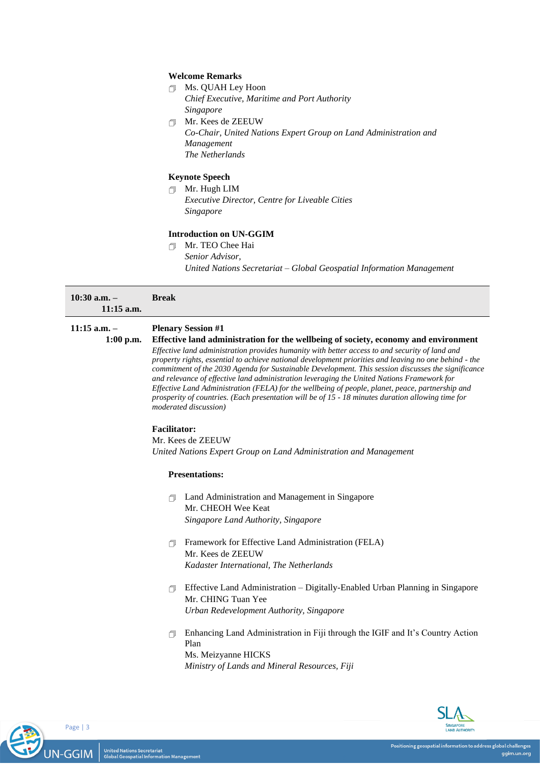**Welcome Remarks**

- Ms. QUAH Ley Hoon
  *Chief Executive, Maritime and Port Authority*
  *Singapore*
- Mr. Kees de ZEEUW
  *Co-Chair, United Nations Expert Group on Land Administration and Management*
  *The Netherlands*

**Keynote Speech**

- Mr. Hugh LIM
  *Executive Director, Centre for Liveable Cities*
  *Singapore*

**Introduction on UN-GGIM**

- Mr. TEO Chee Hai
  *Senior Advisor,*
  *United Nations Secretariat – Global Geospatial Information Management*

| **10:30 a.m. – 11:15 a.m.** | **Break** |
|---|---|

**11:15 a.m. – 1:00 p.m.**

**Plenary Session #1**

**Effective land administration for the wellbeing of society, economy and environment**

*Effective land administration provides humanity with better access to and security of land and property rights, essential to achieve national development priorities and leaving no one behind - the commitment of the 2030 Agenda for Sustainable Development. This session discusses the significance and relevance of effective land administration leveraging the United Nations Framework for Effective Land Administration (FELA) for the wellbeing of people, planet, peace, partnership and prosperity of countries. (Each presentation will be of 15 - 18 minutes duration allowing time for moderated discussion)*

**Facilitator:**
Mr. Kees de ZEEUW
*United Nations Expert Group on Land Administration and Management*

**Presentations:**

- Land Administration and Management in Singapore
  Mr. CHEOH Wee Keat
  *Singapore Land Authority, Singapore*

- Framework for Effective Land Administration (FELA)
  Mr. Kees de ZEEUW
  *Kadaster International, The Netherlands*

- Effective Land Administration – Digitally-Enabled Urban Planning in Singapore
  Mr. CHING Tuan Yee
  *Urban Redevelopment Authority, Singapore*

- Enhancing Land Administration in Fiji through the IGIF and It's Country Action Plan
  Ms. Meizyanne HICKS
  *Ministry of Lands and Mineral Resources, Fiji*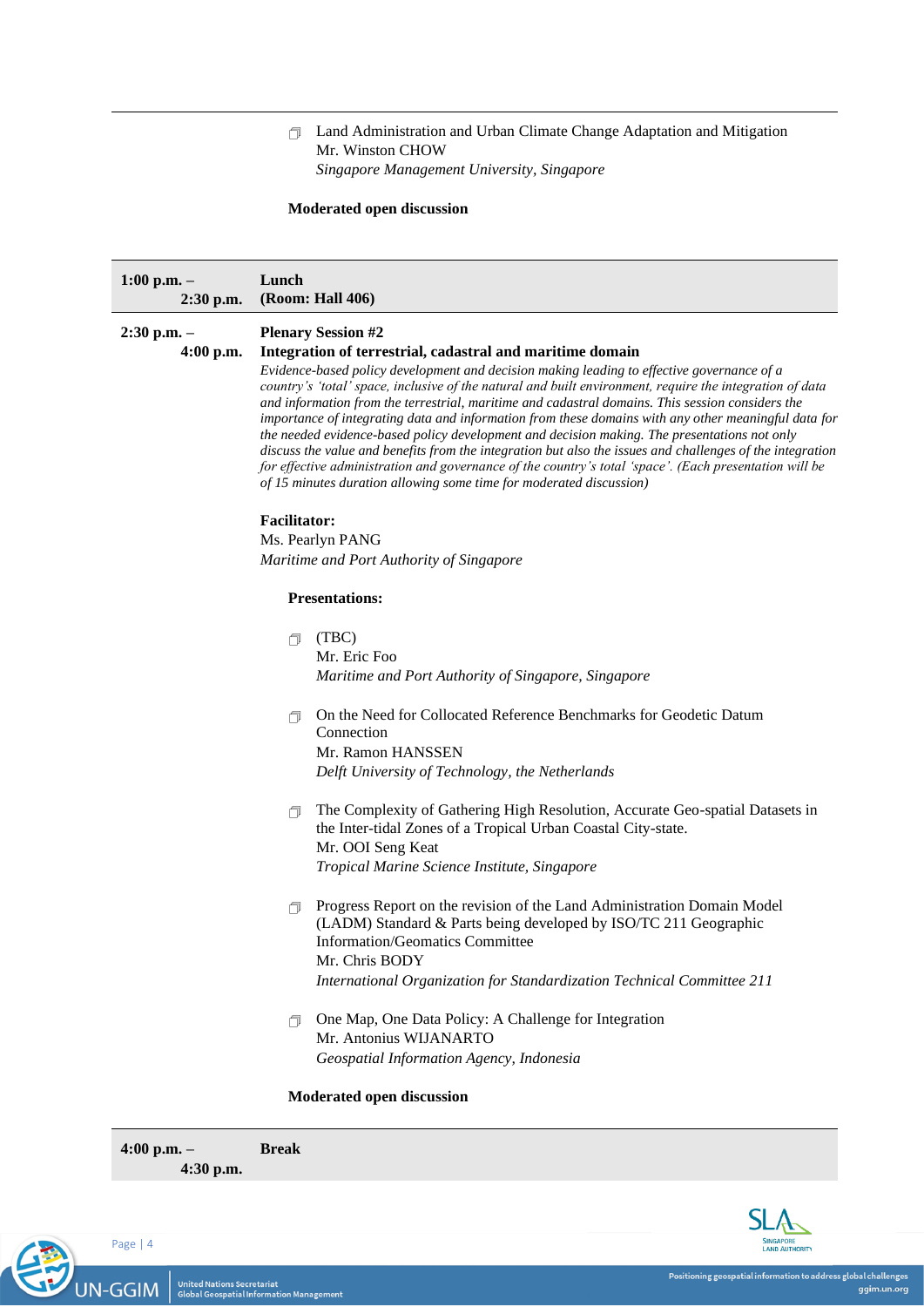- Land Administration and Urban Climate Change Adaptation and Mitigation
  Mr. Winston CHOW
  *Singapore Management University, Singapore*

**Moderated open discussion**

| | |
|---|---|
| **1:00 p.m. – 2:30 p.m.** | **Lunch (Room: Hall 406)** |

**2:30 p.m. – 4:00 p.m.**

**Plenary Session #2**
**Integration of terrestrial, cadastral and maritime domain**

*Evidence-based policy development and decision making leading to effective governance of a country's 'total' space, inclusive of the natural and built environment, require the integration of data and information from the terrestrial, maritime and cadastral domains. This session considers the importance of integrating data and information from these domains with any other meaningful data for the needed evidence-based policy development and decision making. The presentations not only discuss the value and benefits from the integration but also the issues and challenges of the integration for effective administration and governance of the country's total 'space'. (Each presentation will be of 15 minutes duration allowing some time for moderated discussion)*

**Facilitator:**
Ms. Pearlyn PANG
*Maritime and Port Authority of Singapore*

**Presentations:**

- (TBC)
  Mr. Eric Foo
  *Maritime and Port Authority of Singapore, Singapore*

- On the Need for Collocated Reference Benchmarks for Geodetic Datum Connection
  Mr. Ramon HANSSEN
  *Delft University of Technology, the Netherlands*

- The Complexity of Gathering High Resolution, Accurate Geo-spatial Datasets in the Inter-tidal Zones of a Tropical Urban Coastal City-state.
  Mr. OOI Seng Keat
  *Tropical Marine Science Institute, Singapore*

- Progress Report on the revision of the Land Administration Domain Model (LADM) Standard & Parts being developed by ISO/TC 211 Geographic Information/Geomatics Committee
  Mr. Chris BODY
  *International Organization for Standardization Technical Committee 211*

- One Map, One Data Policy: A Challenge for Integration
  Mr. Antonius WIJANARTO
  *Geospatial Information Agency, Indonesia*

**Moderated open discussion**

| | |
|---|---|
| **4:00 p.m. – 4:30 p.m.** | **Break** |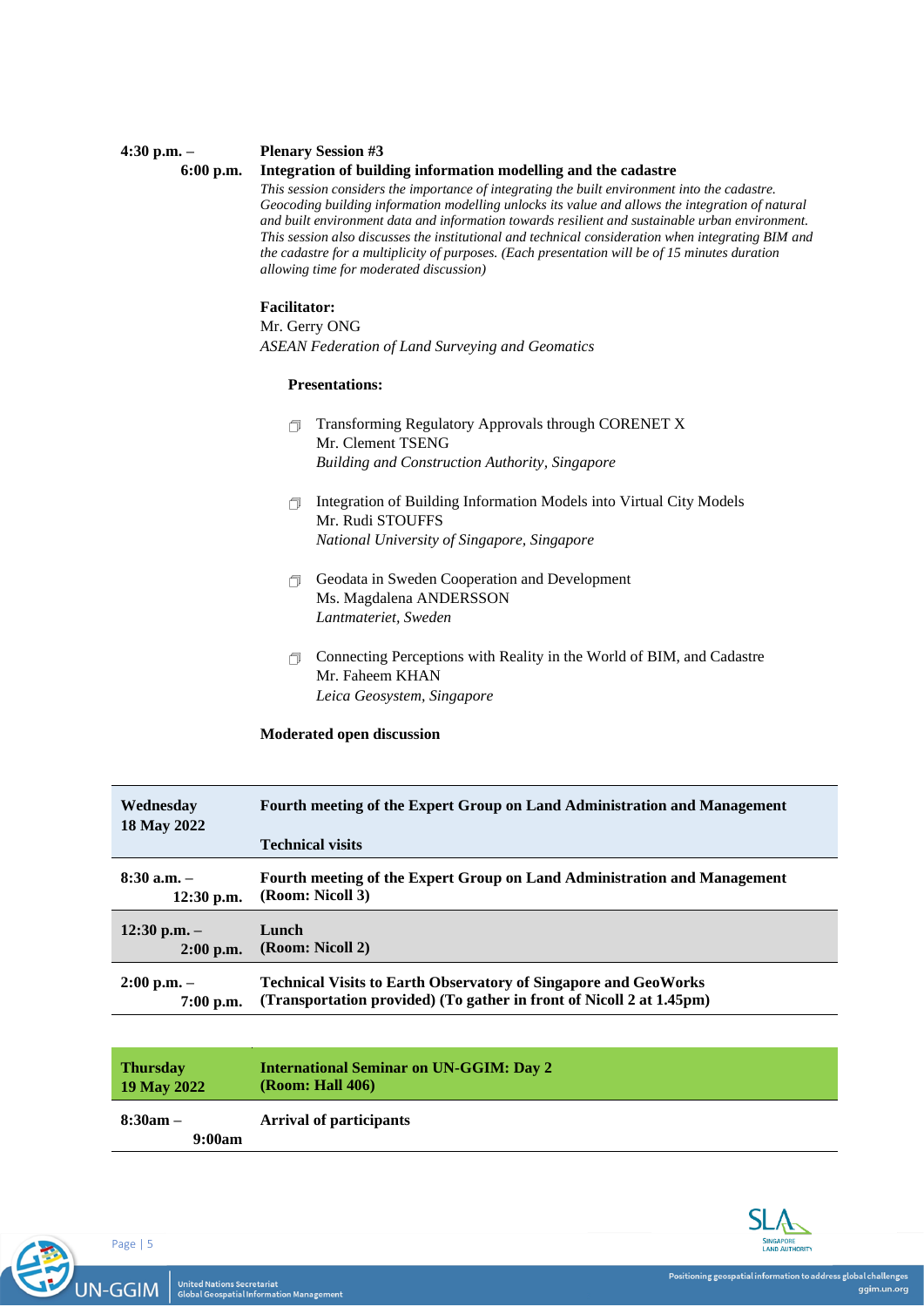**4:30 p.m. – 6:00 p.m.**

**Plenary Session #3**
**Integration of building information modelling and the cadastre**

*This session considers the importance of integrating the built environment into the cadastre. Geocoding building information modelling unlocks its value and allows the integration of natural and built environment data and information towards resilient and sustainable urban environment. This session also discusses the institutional and technical consideration when integrating BIM and the cadastre for a multiplicity of purposes. (Each presentation will be of 15 minutes duration allowing time for moderated discussion)*

**Facilitator:**
Mr. Gerry ONG
*ASEAN Federation of Land Surveying and Geomatics*

**Presentations:**

- Transforming Regulatory Approvals through CORENET X
  Mr. Clement TSENG
  *Building and Construction Authority, Singapore*

- Integration of Building Information Models into Virtual City Models
  Mr. Rudi STOUFFS
  *National University of Singapore, Singapore*

- Geodata in Sweden Cooperation and Development
  Ms. Magdalena ANDERSSON
  *Lantmateriet, Sweden*

- Connecting Perceptions with Reality in the World of BIM, and Cadastre
  Mr. Faheem KHAN
  *Leica Geosystem, Singapore*

**Moderated open discussion**

| **Wednesday 18 May 2022** | **Fourth meeting of the Expert Group on Land Administration and Management** <br> **Technical visits** |
|---|---|
| **8:30 a.m. – 12:30 p.m.** | **Fourth meeting of the Expert Group on Land Administration and Management (Room: Nicoll 3)** |
| **12:30 p.m. – 2:00 p.m.** | **Lunch (Room: Nicoll 2)** |
| **2:00 p.m. – 7:00 p.m.** | **Technical Visits to Earth Observatory of Singapore and GeoWorks (Transportation provided) (To gather in front of Nicoll 2 at 1.45pm)** |

| **Thursday 19 May 2022** | **International Seminar on UN-GGIM: Day 2 (Room: Hall 406)** |
|---|---|
| **8:30am – 9:00am** | **Arrival of participants** |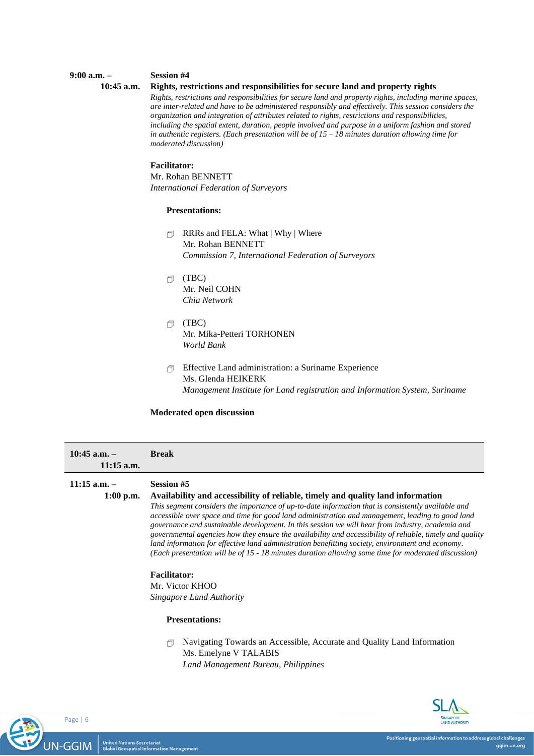**9:00 a.m. – 10:45 a.m.**

**Session #4**

**Rights, restrictions and responsibilities for secure land and property rights**

*Rights, restrictions and responsibilities for secure land and property rights, including marine spaces, are inter-related and have to be administered responsibly and effectively. This session considers the organization and integration of attributes related to rights, restrictions and responsibilities, including the spatial extent, duration, people involved and purpose in a uniform fashion and stored in authentic registers. (Each presentation will be of 15 – 18 minutes duration allowing time for moderated discussion)*

**Facilitator:**
Mr. Rohan BENNETT
*International Federation of Surveyors*

**Presentations:**

- RRRs and FELA: What | Why | Where
  Mr. Rohan BENNETT
  *Commission 7, International Federation of Surveyors*

- (TBC)
  Mr. Neil COHN
  *Chia Network*

- (TBC)
  Mr. Mika-Petteri TORHONEN
  *World Bank*

- Effective Land administration: a Suriname Experience
  Ms. Glenda HEIKERK
  *Management Institute for Land registration and Information System, Suriname*

**Moderated open discussion**

---

**10:45 a.m. – 11:15 a.m.** **Break**

---

**11:15 a.m. – 1:00 p.m.**

**Session #5**

**Availability and accessibility of reliable, timely and quality land information**

*This segment considers the importance of up-to-date information that is consistently available and accessible over space and time for good land administration and management, leading to good land governance and sustainable development. In this session we will hear from industry, academia and governmental agencies how they ensure the availability and accessibility of reliable, timely and quality land information for effective land administration benefitting society, environment and economy. (Each presentation will be of 15 - 18 minutes duration allowing some time for moderated discussion)*

**Facilitator:**
Mr. Victor KHOO
*Singapore Land Authority*

**Presentations:**

- Navigating Towards an Accessible, Accurate and Quality Land Information
  Ms. Emelyne V TALABIS
  *Land Management Bureau, Philippines*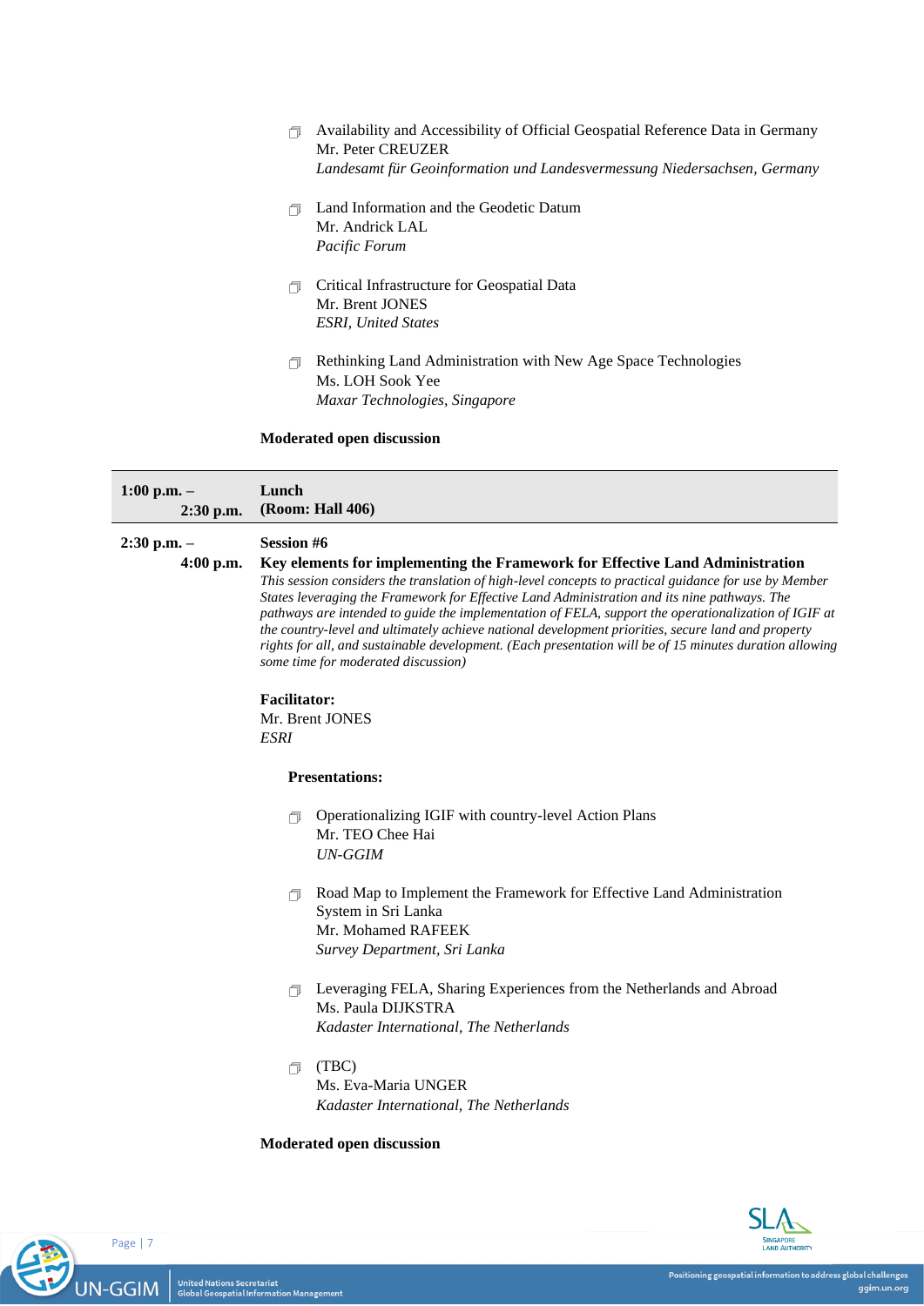- Availability and Accessibility of Official Geospatial Reference Data in Germany
  Mr. Peter CREUZER
  *Landesamt für Geoinformation und Landesvermessung Niedersachsen, Germany*

- Land Information and the Geodetic Datum
  Mr. Andrick LAL
  *Pacific Forum*

- Critical Infrastructure for Geospatial Data
  Mr. Brent JONES
  *ESRI, United States*

- Rethinking Land Administration with New Age Space Technologies
  Ms. LOH Sook Yee
  *Maxar Technologies, Singapore*

**Moderated open discussion**

---

**1:00 p.m. – 2:30 p.m.**

**Lunch**
**(Room: Hall 406)**

---

**2:30 p.m. – 4:00 p.m.**

**Session #6**

**Key elements for implementing the Framework for Effective Land Administration**

*This session considers the translation of high-level concepts to practical guidance for use by Member States leveraging the Framework for Effective Land Administration and its nine pathways. The pathways are intended to guide the implementation of FELA, support the operationalization of IGIF at the country-level and ultimately achieve national development priorities, secure land and property rights for all, and sustainable development. (Each presentation will be of 15 minutes duration allowing some time for moderated discussion)*

**Facilitator:**
Mr. Brent JONES
*ESRI*

**Presentations:**

- Operationalizing IGIF with country-level Action Plans
  Mr. TEO Chee Hai
  *UN-GGIM*

- Road Map to Implement the Framework for Effective Land Administration System in Sri Lanka
  Mr. Mohamed RAFEEK
  *Survey Department, Sri Lanka*

- Leveraging FELA, Sharing Experiences from the Netherlands and Abroad
  Ms. Paula DIJKSTRA
  *Kadaster International, The Netherlands*

- (TBC)
  Ms. Eva-Maria UNGER
  *Kadaster International, The Netherlands*

**Moderated open discussion**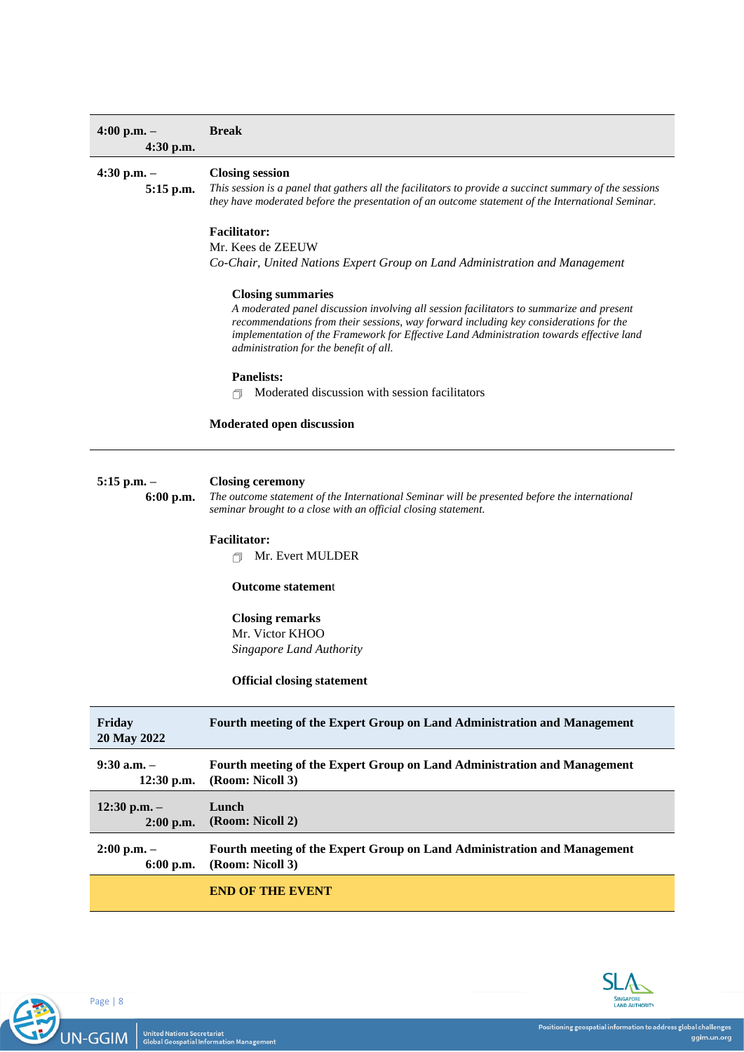| | |
|---|---|
| **4:00 p.m. – 4:30 p.m.** | **Break** |
| **4:30 p.m. – 5:15 p.m.** | **Closing session**<br>*This session is a panel that gathers all the facilitators to provide a succinct summary of the sessions they have moderated before the presentation of an outcome statement of the International Seminar.*<br><br>**Facilitator:**<br>Mr. Kees de ZEEUW<br>*Co-Chair, United Nations Expert Group on Land Administration and Management*<br><br>**Closing summaries**<br>*A moderated panel discussion involving all session facilitators to summarize and present recommendations from their sessions, way forward including key considerations for the implementation of the Framework for Effective Land Administration towards effective land administration for the benefit of all.*<br><br>**Panelists:**<br>- Moderated discussion with session facilitators<br><br>**Moderated open discussion** |
| **5:15 p.m. – 6:00 p.m.** | **Closing ceremony**<br>*The outcome statement of the International Seminar will be presented before the international seminar brought to a close with an official closing statement.*<br><br>**Facilitator:**<br>- Mr. Evert MULDER<br><br>**Outcome statement**<br><br>**Closing remarks**<br>Mr. Victor KHOO<br>*Singapore Land Authority*<br><br>**Official closing statement** |
| **Friday 20 May 2022** | **Fourth meeting of the Expert Group on Land Administration and Management** |
| **9:30 a.m. – 12:30 p.m.** | **Fourth meeting of the Expert Group on Land Administration and Management (Room: Nicoll 3)** |
| **12:30 p.m. – 2:00 p.m.** | **Lunch (Room: Nicoll 2)** |
| **2:00 p.m. – 6:00 p.m.** | **Fourth meeting of the Expert Group on Land Administration and Management (Room: Nicoll 3)** |
| | **END OF THE EVENT** |